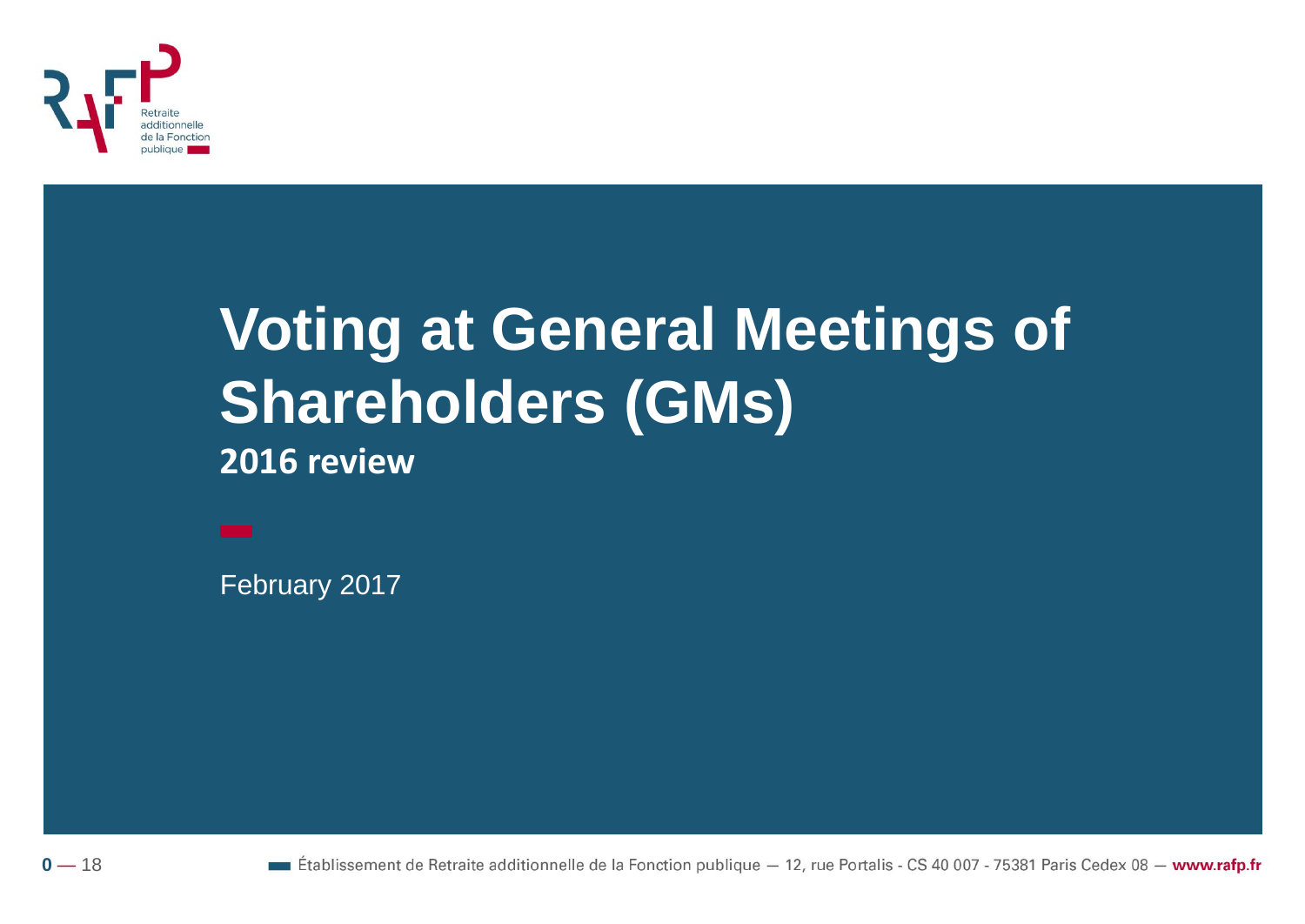# Voting at General Meetings of Shareholders (GMs)

## 2016 review

February 2017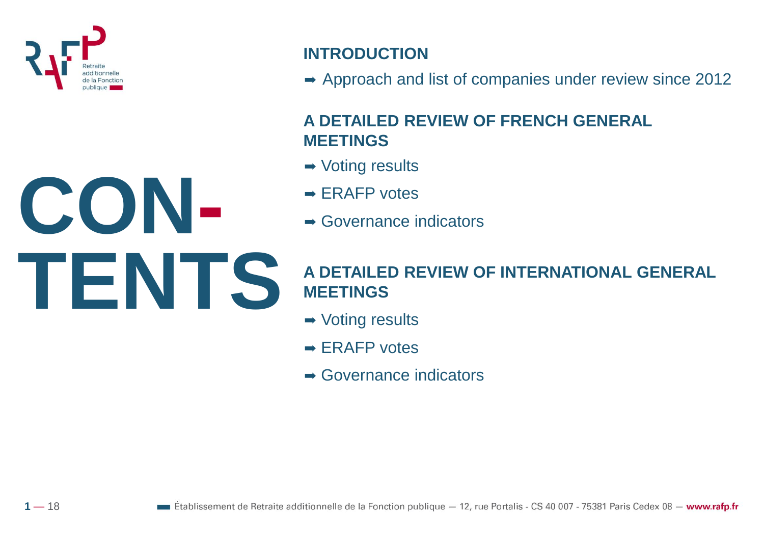# CONTENTS

## INTRODUCTION

- ➡ Approach and list of companies under review since 2012

## A DETAILED REVIEW OF FRENCH GENERAL MEETINGS

- ➡ Voting results
- ➡ ERAFP votes
- ➡ Governance indicators

## A DETAILED REVIEW OF INTERNATIONAL GENERAL MEETINGS

- ➡ Voting results
- ➡ ERAFP votes
- ➡ Governance indicators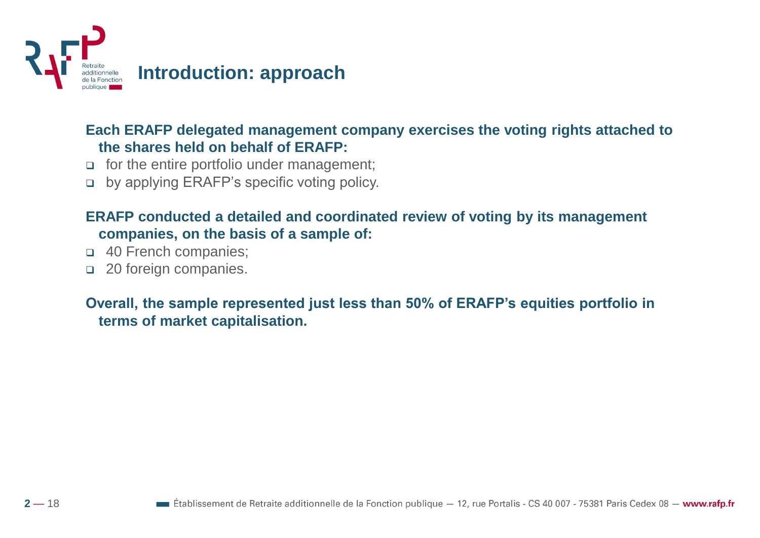# Introduction: approach

**Each ERAFP delegated management company exercises the voting rights attached to the shares held on behalf of ERAFP:**

- for the entire portfolio under management;
- by applying ERAFP's specific voting policy.

**ERAFP conducted a detailed and coordinated review of voting by its management companies, on the basis of a sample of:**

- 40 French companies;
- 20 foreign companies.

**Overall, the sample represented just less than 50% of ERAFP's equities portfolio in terms of market capitalisation.**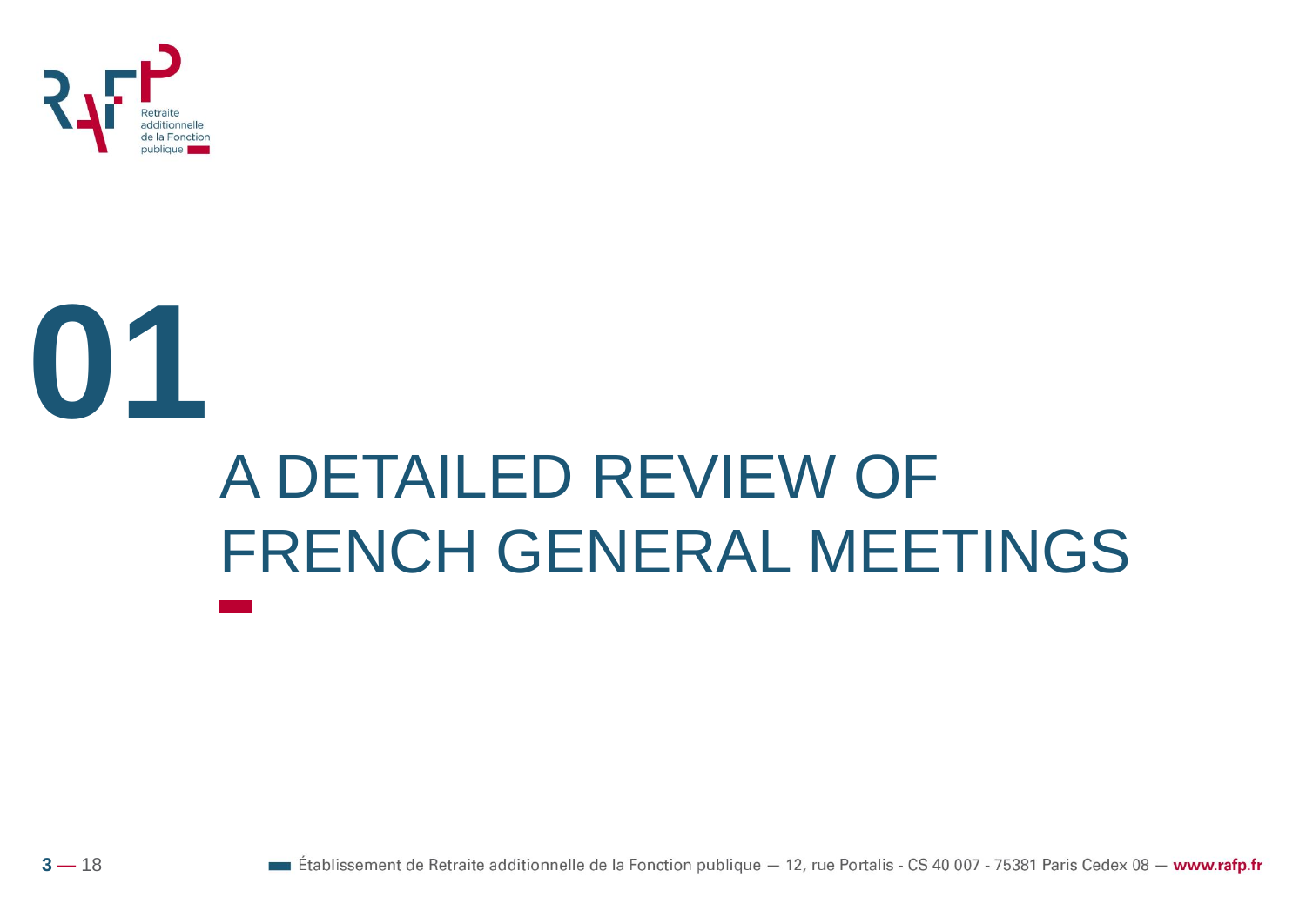# 01

# A DETAILED REVIEW OF FRENCH GENERAL MEETINGS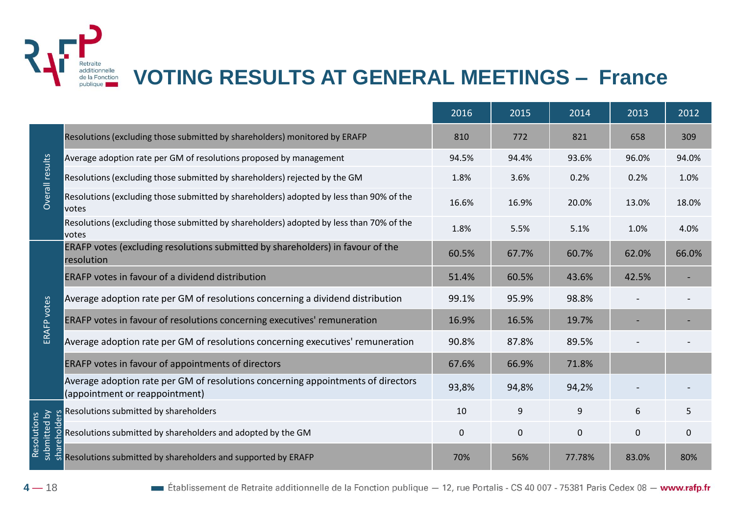# VOTING RESULTS AT GENERAL MEETINGS – France

| | | 2016 | 2015 | 2014 | 2013 | 2012 |
|---|---|---|---|---|---|---|
| Overall results | Resolutions (excluding those submitted by shareholders) monitored by ERAFP | 810 | 772 | 821 | 658 | 309 |
| | Average adoption rate per GM of resolutions proposed by management | 94.5% | 94.4% | 93.6% | 96.0% | 94.0% |
| | Resolutions (excluding those submitted by shareholders) rejected by the GM | 1.8% | 3.6% | 0.2% | 0.2% | 1.0% |
| | Resolutions (excluding those submitted by shareholders) adopted by less than 90% of the votes | 16.6% | 16.9% | 20.0% | 13.0% | 18.0% |
| | Resolutions (excluding those submitted by shareholders) adopted by less than 70% of the votes | 1.8% | 5.5% | 5.1% | 1.0% | 4.0% |
| ERAFP votes | ERAFP votes (excluding resolutions submitted by shareholders) in favour of the resolution | 60.5% | 67.7% | 60.7% | 62.0% | 66.0% |
| | ERAFP votes in favour of a dividend distribution | 51.4% | 60.5% | 43.6% | 42.5% | - |
| | Average adoption rate per GM of resolutions concerning a dividend distribution | 99.1% | 95.9% | 98.8% | - | - |
| | ERAFP votes in favour of resolutions concerning executives' remuneration | 16.9% | 16.5% | 19.7% | - | - |
| | Average adoption rate per GM of resolutions concerning executives' remuneration | 90.8% | 87.8% | 89.5% | - | - |
| | ERAFP votes in favour of appointments of directors | 67.6% | 66.9% | 71.8% | | |
| | Average adoption rate per GM of resolutions concerning appointments of directors (appointment or reappointment) | 93,8% | 94,8% | 94,2% | - | - |
| Resolutions submitted by shareholders | Resolutions submitted by shareholders | 10 | 9 | 9 | 6 | 5 |
| | Resolutions submitted by shareholders and adopted by the GM | 0 | 0 | 0 | 0 | 0 |
| | Resolutions submitted by shareholders and supported by ERAFP | 70% | 56% | 77.78% | 83.0% | 80% |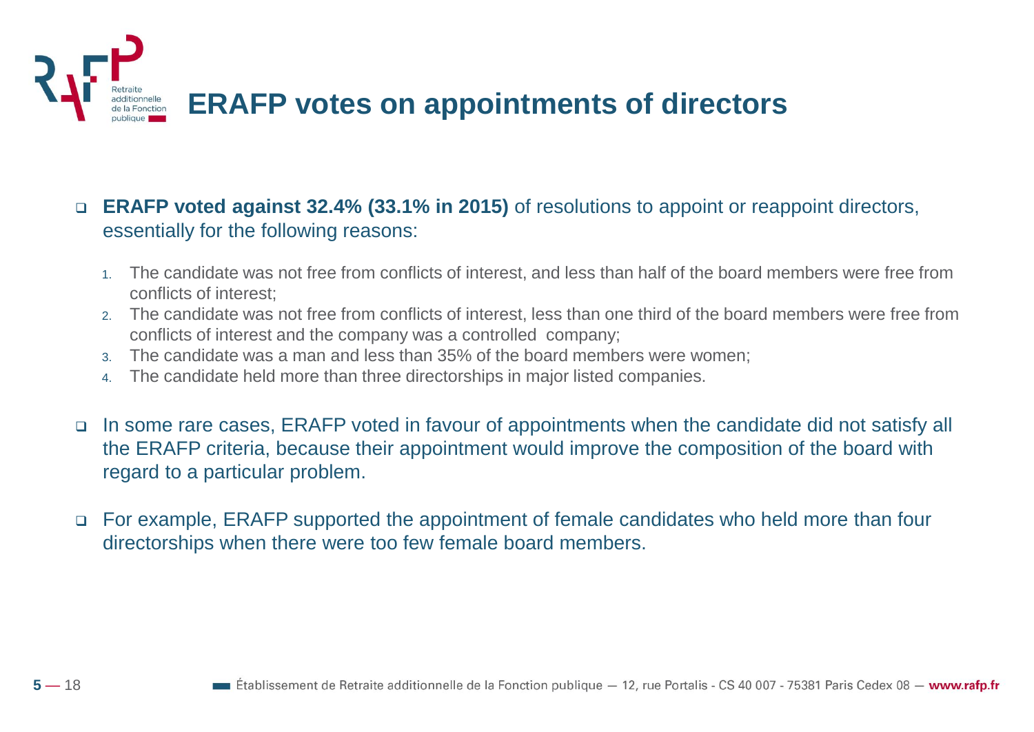# ERAFP votes on appointments of directors

- **ERAFP voted against 32.4% (33.1% in 2015)** of resolutions to appoint or reappoint directors, essentially for the following reasons:

  1. The candidate was not free from conflicts of interest, and less than half of the board members were free from conflicts of interest;
  2. The candidate was not free from conflicts of interest, less than one third of the board members were free from conflicts of interest and the company was a controlled company;
  3. The candidate was a man and less than 35% of the board members were women;
  4. The candidate held more than three directorships in major listed companies.

- In some rare cases, ERAFP voted in favour of appointments when the candidate did not satisfy all the ERAFP criteria, because their appointment would improve the composition of the board with regard to a particular problem.

- For example, ERAFP supported the appointment of female candidates who held more than four directorships when there were too few female board members.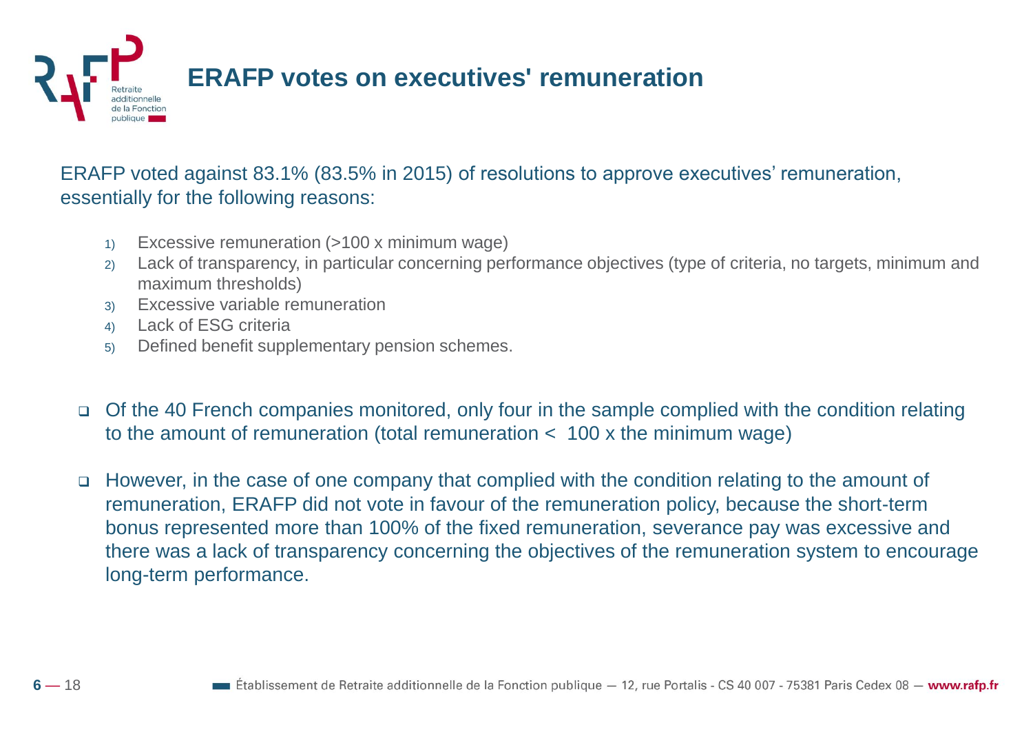# ERAFP votes on executives' remuneration

ERAFP voted against 83.1% (83.5% in 2015) of resolutions to approve executives' remuneration, essentially for the following reasons:

1) Excessive remuneration (>100 x minimum wage)
2) Lack of transparency, in particular concerning performance objectives (type of criteria, no targets, minimum and maximum thresholds)
3) Excessive variable remuneration
4) Lack of ESG criteria
5) Defined benefit supplementary pension schemes.

- Of the 40 French companies monitored, only four in the sample complied with the condition relating to the amount of remuneration (total remuneration < 100 x the minimum wage)
- However, in the case of one company that complied with the condition relating to the amount of remuneration, ERAFP did not vote in favour of the remuneration policy, because the short-term bonus represented more than 100% of the fixed remuneration, severance pay was excessive and there was a lack of transparency concerning the objectives of the remuneration system to encourage long-term performance.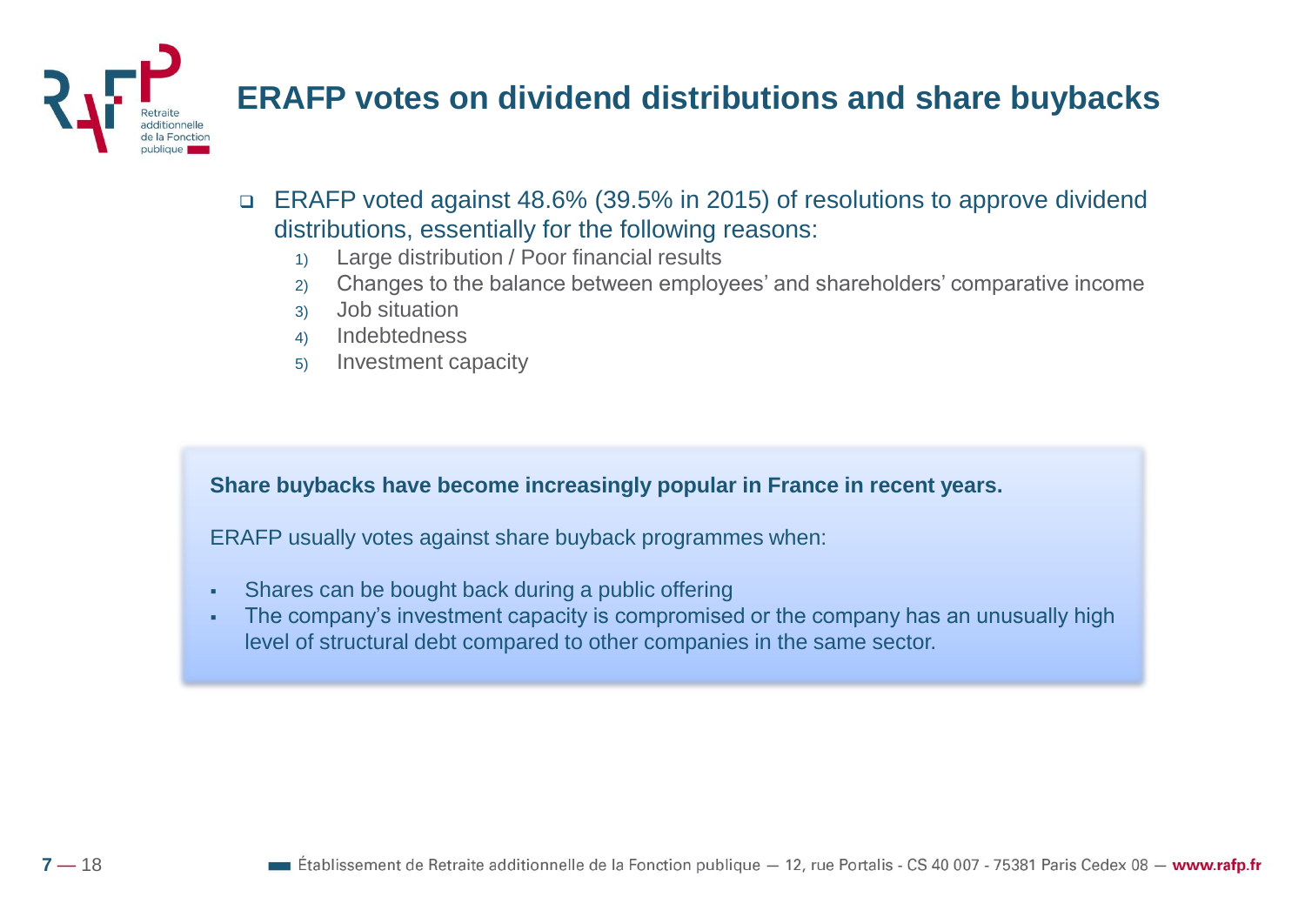# ERAFP votes on dividend distributions and share buybacks

- ERAFP voted against 48.6% (39.5% in 2015) of resolutions to approve dividend distributions, essentially for the following reasons:
  1) Large distribution / Poor financial results
  2) Changes to the balance between employees' and shareholders' comparative income
  3) Job situation
  4) Indebtedness
  5) Investment capacity

**Share buybacks have become increasingly popular in France in recent years.**

ERAFP usually votes against share buyback programmes when:

- Shares can be bought back during a public offering
- The company's investment capacity is compromised or the company has an unusually high level of structural debt compared to other companies in the same sector.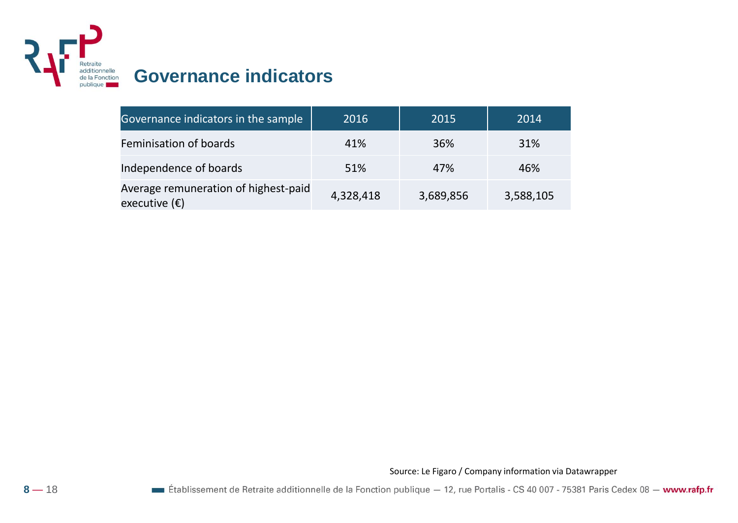# Governance indicators

| Governance indicators in the sample | 2016 | 2015 | 2014 |
|---|---|---|---|
| Feminisation of boards | 41% | 36% | 31% |
| Independence of boards | 51% | 47% | 46% |
| Average remuneration of highest-paid executive (€) | 4,328,418 | 3,689,856 | 3,588,105 |

Source: Le Figaro / Company information via Datawrapper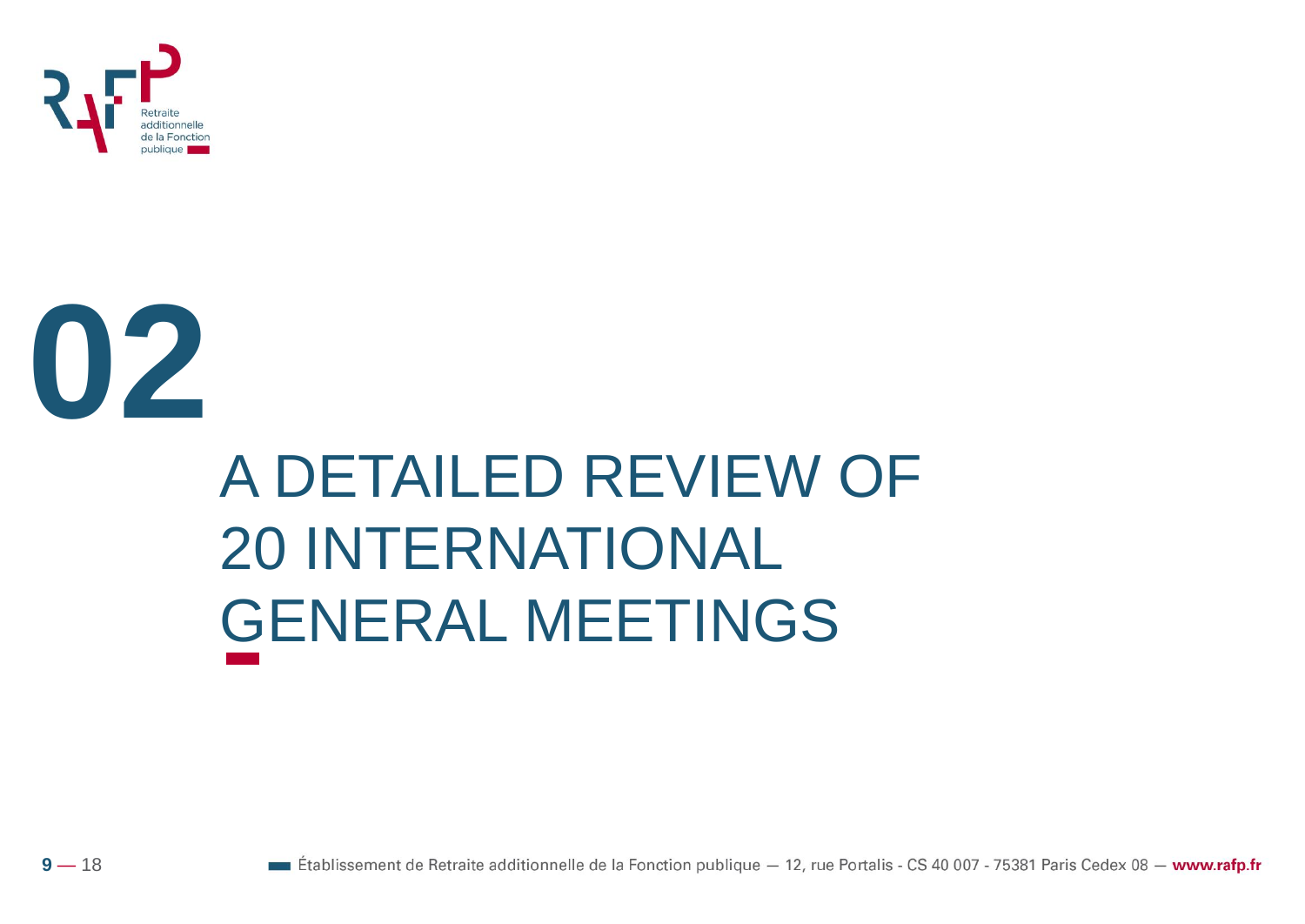# 02

# A DETAILED REVIEW OF 20 INTERNATIONAL GENERAL MEETINGS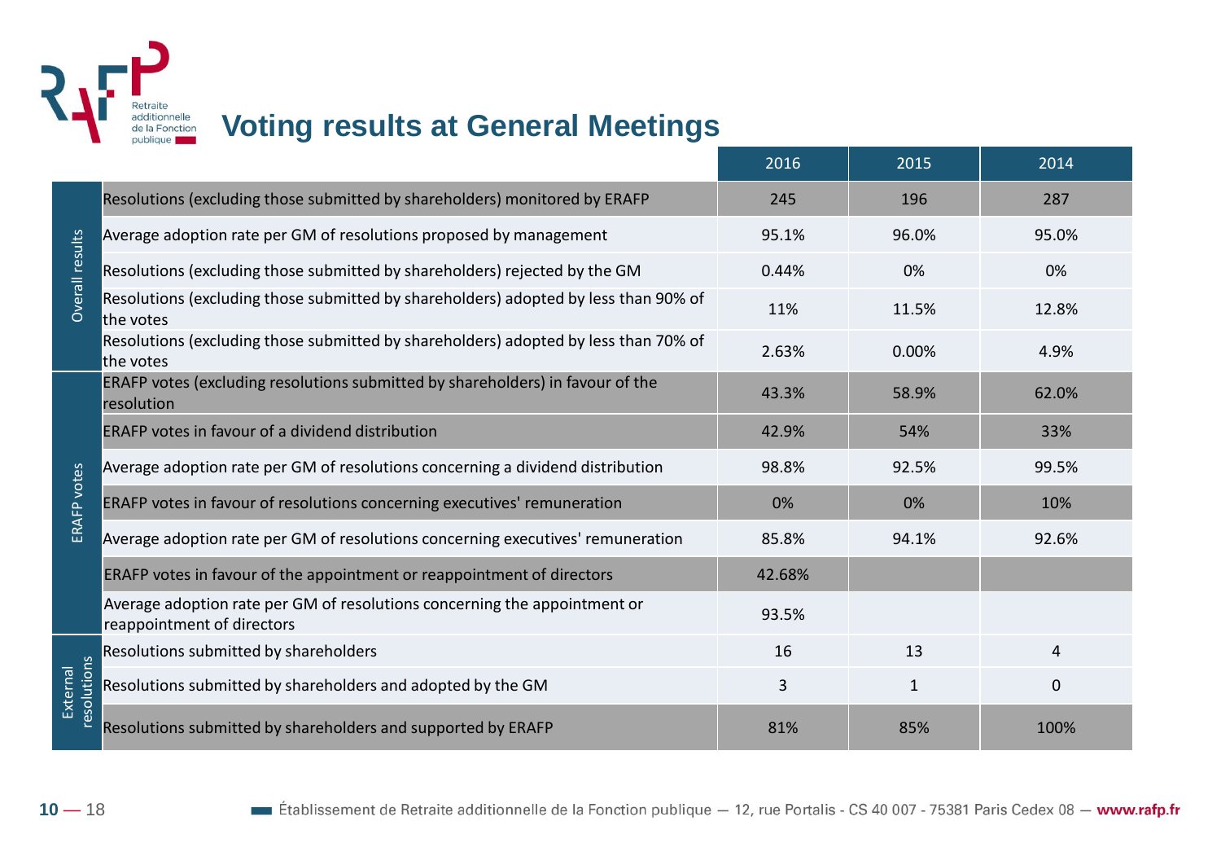# Voting results at General Meetings

| | | 2016 | 2015 | 2014 |
|---|---|---|---|---|
| Overall results | Resolutions (excluding those submitted by shareholders) monitored by ERAFP | 245 | 196 | 287 |
| | Average adoption rate per GM of resolutions proposed by management | 95.1% | 96.0% | 95.0% |
| | Resolutions (excluding those submitted by shareholders) rejected by the GM | 0.44% | 0% | 0% |
| | Resolutions (excluding those submitted by shareholders) adopted by less than 90% of the votes | 11% | 11.5% | 12.8% |
| | Resolutions (excluding those submitted by shareholders) adopted by less than 70% of the votes | 2.63% | 0.00% | 4.9% |
| ERAFP votes | ERAFP votes (excluding resolutions submitted by shareholders) in favour of the resolution | 43.3% | 58.9% | 62.0% |
| | ERAFP votes in favour of a dividend distribution | 42.9% | 54% | 33% |
| | Average adoption rate per GM of resolutions concerning a dividend distribution | 98.8% | 92.5% | 99.5% |
| | ERAFP votes in favour of resolutions concerning executives' remuneration | 0% | 0% | 10% |
| | Average adoption rate per GM of resolutions concerning executives' remuneration | 85.8% | 94.1% | 92.6% |
| | ERAFP votes in favour of the appointment or reappointment of directors | 42.68% | | |
| | Average adoption rate per GM of resolutions concerning the appointment or reappointment of directors | 93.5% | | |
| External resolutions | Resolutions submitted by shareholders | 16 | 13 | 4 |
| | Resolutions submitted by shareholders and adopted by the GM | 3 | 1 | 0 |
| | Resolutions submitted by shareholders and supported by ERAFP | 81% | 85% | 100% |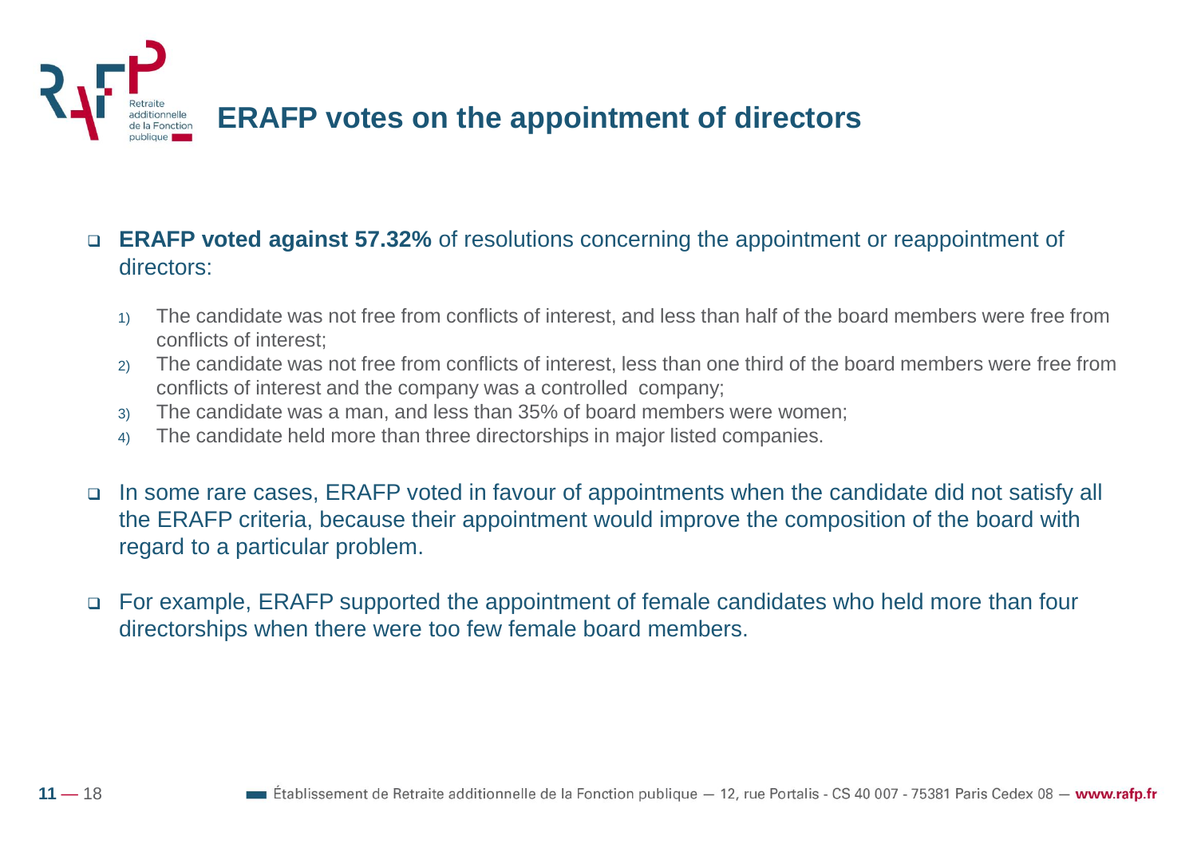# ERAFP votes on the appointment of directors

- **ERAFP voted against 57.32%** of resolutions concerning the appointment or reappointment of directors:

    1) The candidate was not free from conflicts of interest, and less than half of the board members were free from conflicts of interest;
    2) The candidate was not free from conflicts of interest, less than one third of the board members were free from conflicts of interest and the company was a controlled company;
    3) The candidate was a man, and less than 35% of board members were women;
    4) The candidate held more than three directorships in major listed companies.

- In some rare cases, ERAFP voted in favour of appointments when the candidate did not satisfy all the ERAFP criteria, because their appointment would improve the composition of the board with regard to a particular problem.

- For example, ERAFP supported the appointment of female candidates who held more than four directorships when there were too few female board members.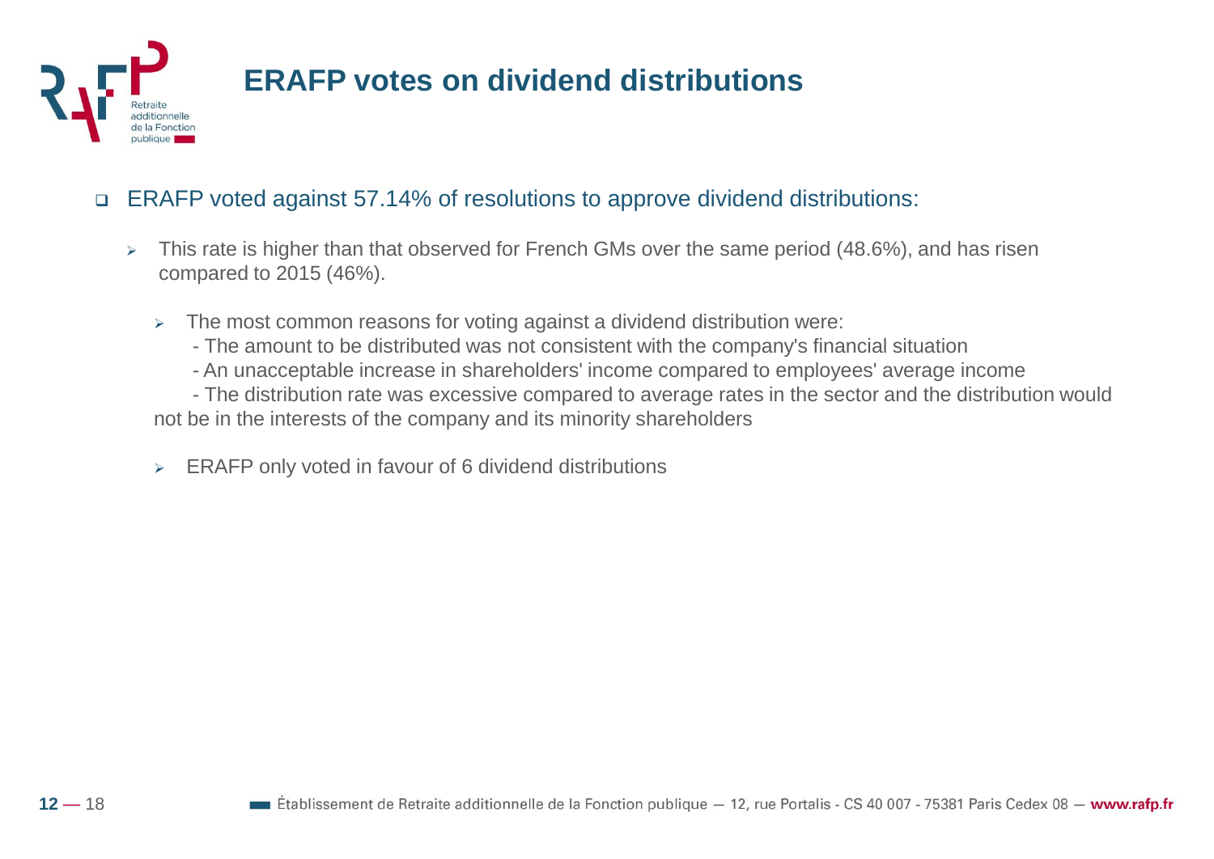# ERAFP votes on dividend distributions

- ERAFP voted against 57.14% of resolutions to approve dividend distributions:
  - This rate is higher than that observed for French GMs over the same period (48.6%), and has risen compared to 2015 (46%).
    - The most common reasons for voting against a dividend distribution were:
      - The amount to be distributed was not consistent with the company's financial situation
      - An unacceptable increase in shareholders' income compared to employees' average income
      - The distribution rate was excessive compared to average rates in the sector and the distribution would not be in the interests of the company and its minority shareholders
    - ERAFP only voted in favour of 6 dividend distributions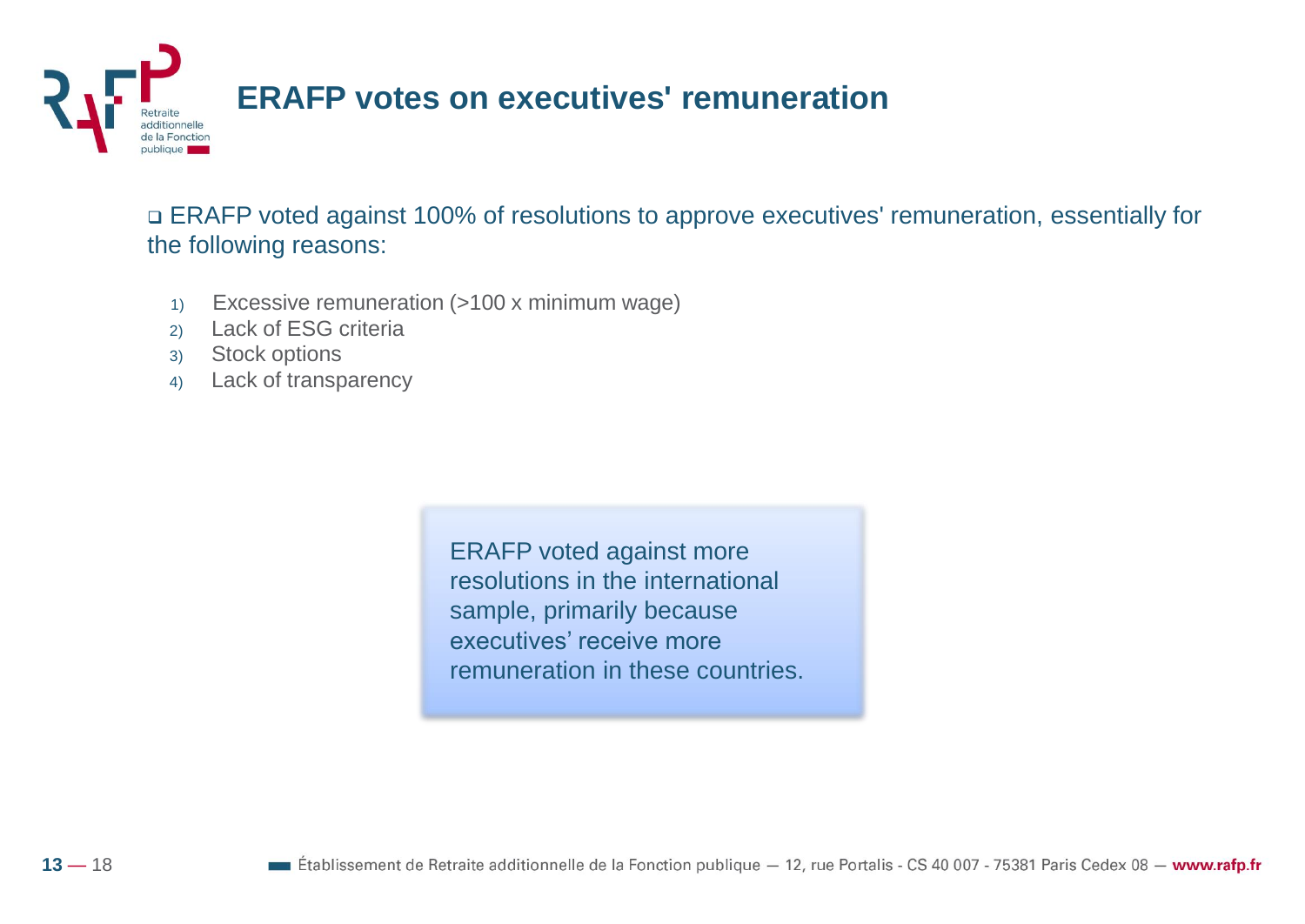# ERAFP votes on executives' remuneration

- ERAFP voted against 100% of resolutions to approve executives' remuneration, essentially for the following reasons:

1) Excessive remuneration (>100 x minimum wage)
2) Lack of ESG criteria
3) Stock options
4) Lack of transparency

ERAFP voted against more resolutions in the international sample, primarily because executives' receive more remuneration in these countries.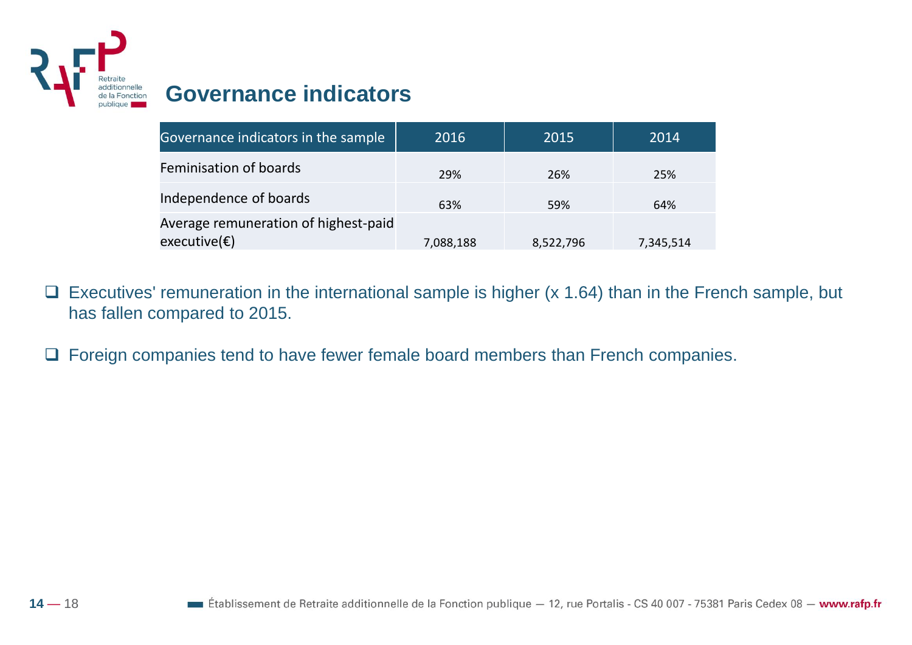# Governance indicators

| Governance indicators in the sample | 2016 | 2015 | 2014 |
| --- | --- | --- | --- |
| Feminisation of boards | 29% | 26% | 25% |
| Independence of boards | 63% | 59% | 64% |
| Average remuneration of highest-paid executive(€) | 7,088,188 | 8,522,796 | 7,345,514 |

- Executives' remuneration in the international sample is higher (x 1.64) than in the French sample, but has fallen compared to 2015.
- Foreign companies tend to have fewer female board members than French companies.